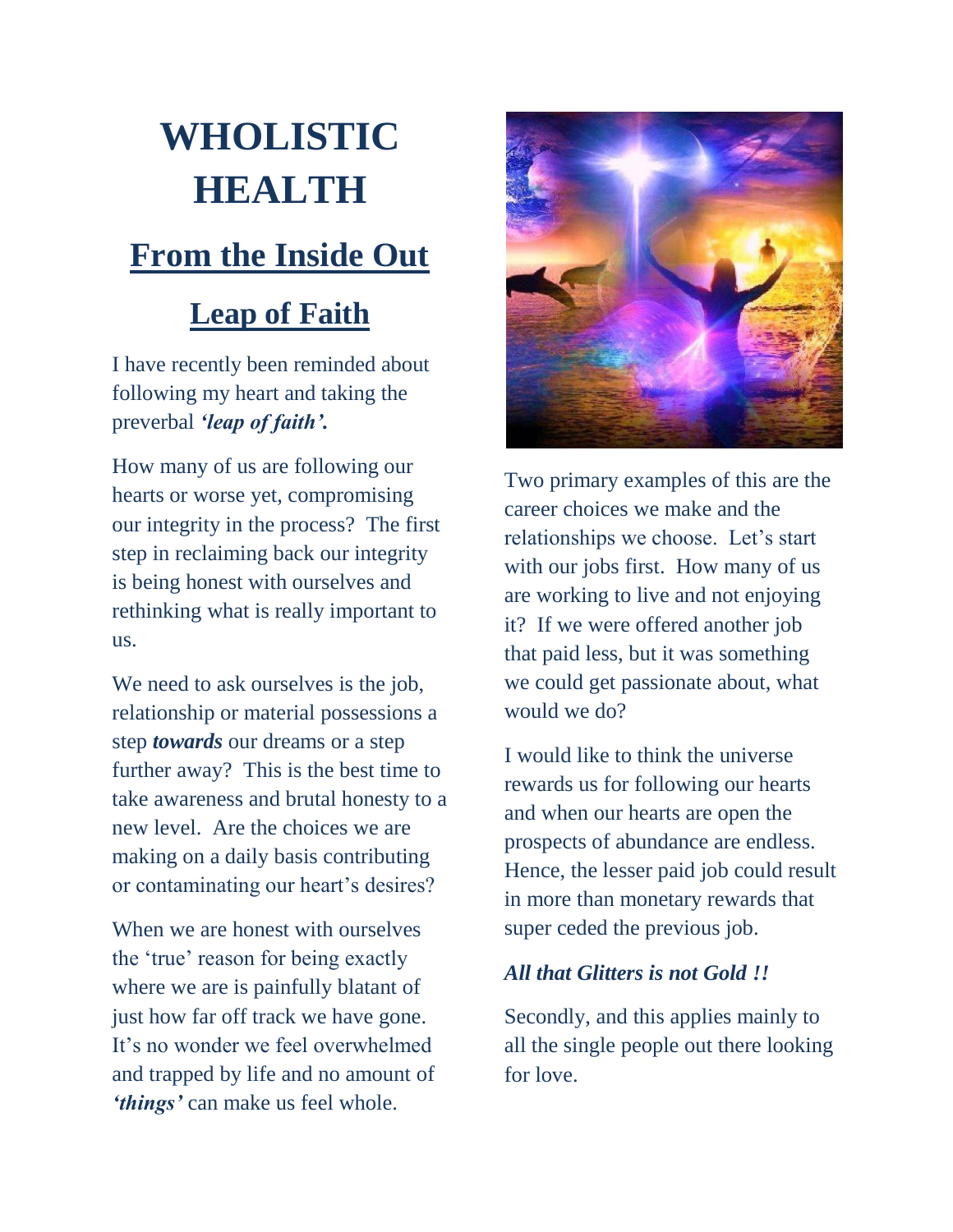# WHOLISTIC HEALTH

## From the Inside Out

### Leap of Faith

I have recently been reminded about following my heart and taking the preverbal ***'leap of faith'.***

How many of us are following our hearts or worse yet, compromising our integrity in the process? The first step in reclaiming back our integrity is being honest with ourselves and rethinking what is really important to us.

We need to ask ourselves is the job, relationship or material possessions a step ***towards*** our dreams or a step further away? This is the best time to take awareness and brutal honesty to a new level. Are the choices we are making on a daily basis contributing or contaminating our heart's desires?

When we are honest with ourselves the 'true' reason for being exactly where we are is painfully blatant of just how far off track we have gone. It's no wonder we feel overwhelmed and trapped by life and no amount of ***'things'*** can make us feel whole.

Two primary examples of this are the career choices we make and the relationships we choose. Let's start with our jobs first. How many of us are working to live and not enjoying it? If we were offered another job that paid less, but it was something we could get passionate about, what would we do?

I would like to think the universe rewards us for following our hearts and when our hearts are open the prospects of abundance are endless. Hence, the lesser paid job could result in more than monetary rewards that super ceded the previous job.

***All that Glitters is not Gold !!***

Secondly, and this applies mainly to all the single people out there looking for love.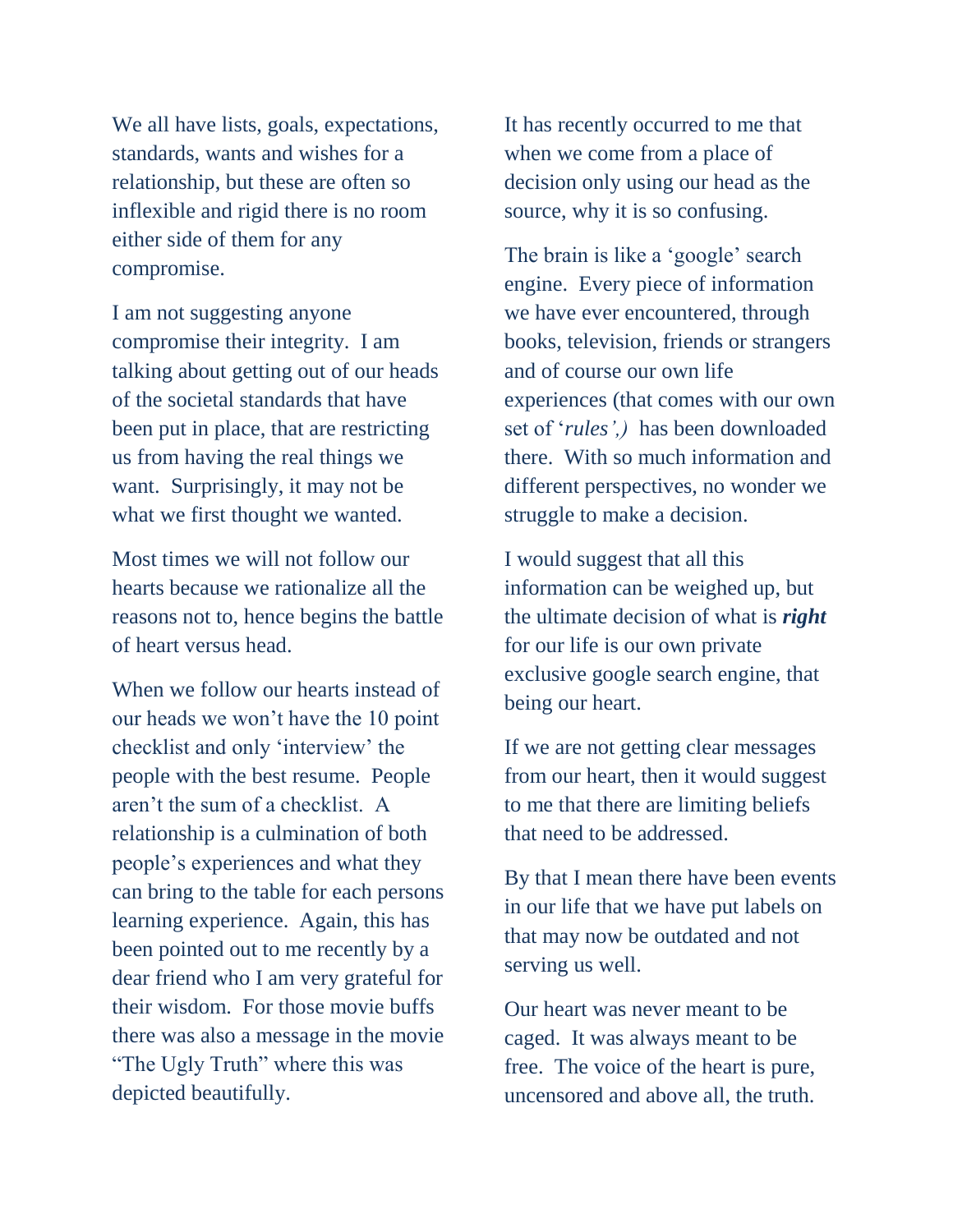We all have lists, goals, expectations, standards, wants and wishes for a relationship, but these are often so inflexible and rigid there is no room either side of them for any compromise.

I am not suggesting anyone compromise their integrity. I am talking about getting out of our heads of the societal standards that have been put in place, that are restricting us from having the real things we want. Surprisingly, it may not be what we first thought we wanted.

Most times we will not follow our hearts because we rationalize all the reasons not to, hence begins the battle of heart versus head.

When we follow our hearts instead of our heads we won't have the 10 point checklist and only 'interview' the people with the best resume. People aren't the sum of a checklist. A relationship is a culmination of both people's experiences and what they can bring to the table for each persons learning experience. Again, this has been pointed out to me recently by a dear friend who I am very grateful for their wisdom. For those movie buffs there was also a message in the movie "The Ugly Truth" where this was depicted beautifully.

It has recently occurred to me that when we come from a place of decision only using our head as the source, why it is so confusing.

The brain is like a 'google' search engine. Every piece of information we have ever encountered, through books, television, friends or strangers and of course our own life experiences (that comes with our own set of '*rules',)* has been downloaded there. With so much information and different perspectives, no wonder we struggle to make a decision.

I would suggest that all this information can be weighed up, but the ultimate decision of what is ***right*** for our life is our own private exclusive google search engine, that being our heart.

If we are not getting clear messages from our heart, then it would suggest to me that there are limiting beliefs that need to be addressed.

By that I mean there have been events in our life that we have put labels on that may now be outdated and not serving us well.

Our heart was never meant to be caged. It was always meant to be free. The voice of the heart is pure, uncensored and above all, the truth.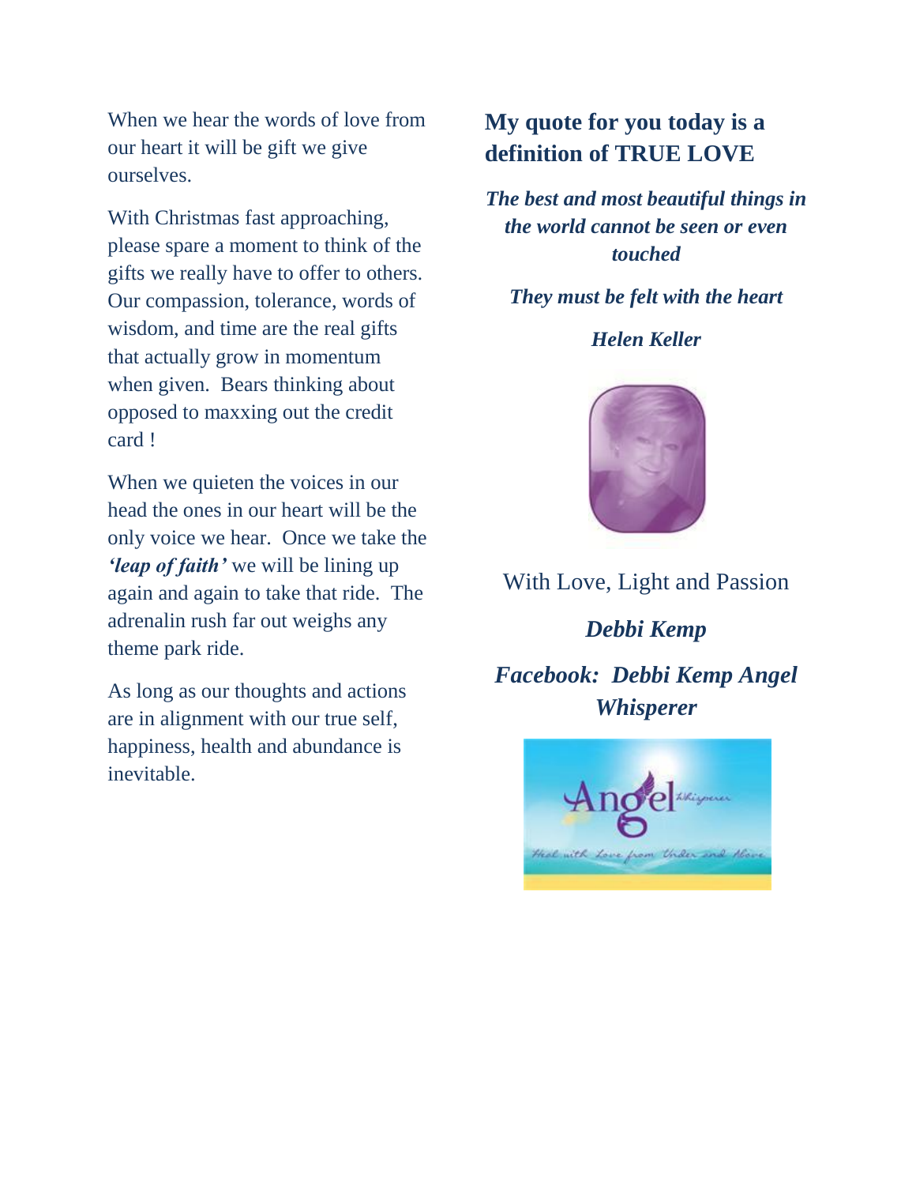When we hear the words of love from our heart it will be gift we give ourselves.

With Christmas fast approaching, please spare a moment to think of the gifts we really have to offer to others. Our compassion, tolerance, words of wisdom, and time are the real gifts that actually grow in momentum when given. Bears thinking about opposed to maxxing out the credit card !

When we quieten the voices in our head the ones in our heart will be the only voice we hear. Once we take the ***'leap of faith'*** we will be lining up again and again to take that ride. The adrenalin rush far out weighs any theme park ride.

As long as our thoughts and actions are in alignment with our true self, happiness, health and abundance is inevitable.

**My quote for you today is a definition of TRUE LOVE**

***The best and most beautiful things in the world cannot be seen or even touched***

***They must be felt with the heart***

***Helen Keller***

With Love, Light and Passion

***Debbi Kemp***

***Facebook: Debbi Kemp Angel Whisperer***